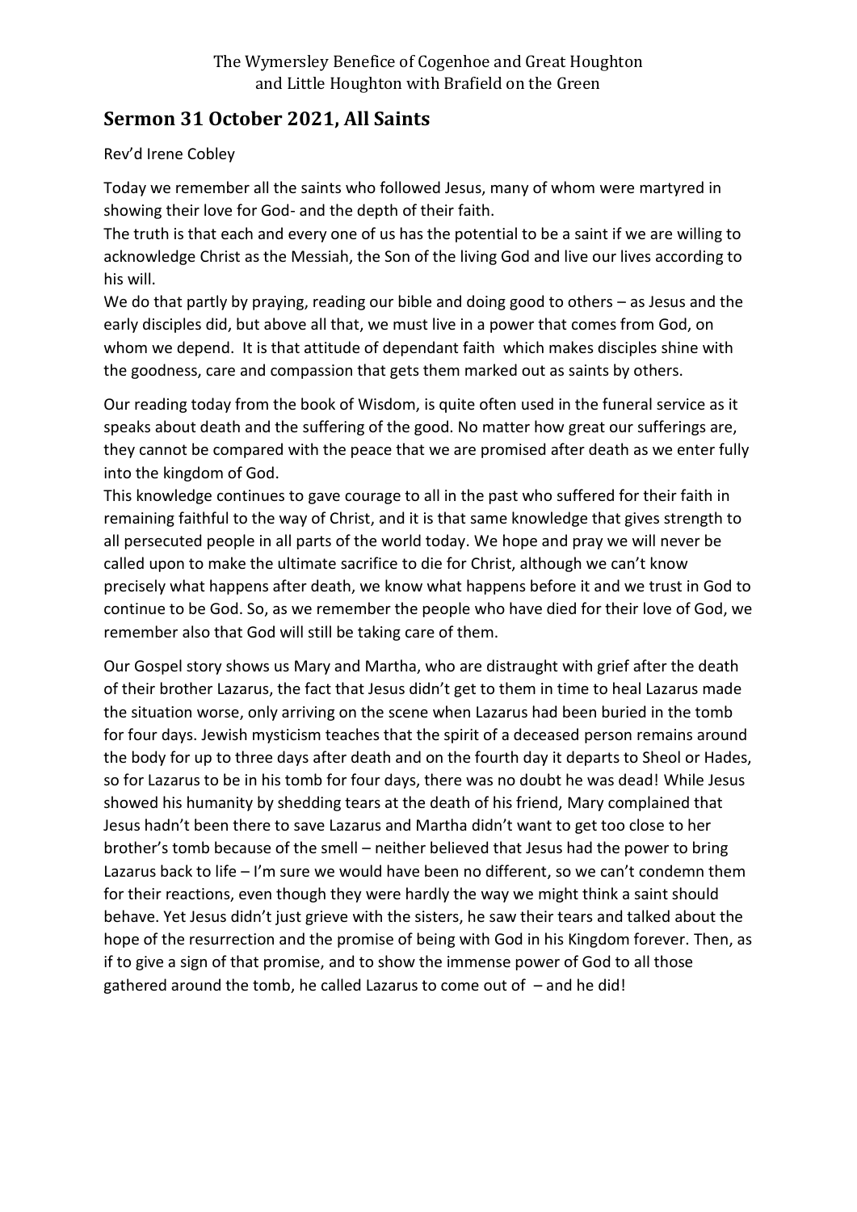The Wymersley Benefice of Cogenhoe and Great Houghton and Little Houghton with Brafield on the Green

## Sermon 31 October 2021, All Saints

Rev'd Irene Cobley

Today we remember all the saints who followed Jesus, many of whom were martyred in showing their love for God- and the depth of their faith.

The truth is that each and every one of us has the potential to be a saint if we are willing to acknowledge Christ as the Messiah, the Son of the living God and live our lives according to his will.

We do that partly by praying, reading our bible and doing good to others – as Jesus and the early disciples did, but above all that, we must live in a power that comes from God, on whom we depend. It is that attitude of dependant faith which makes disciples shine with the goodness, care and compassion that gets them marked out as saints by others.

Our reading today from the book of Wisdom, is quite often used in the funeral service as it speaks about death and the suffering of the good. No matter how great our sufferings are, they cannot be compared with the peace that we are promised after death as we enter fully into the kingdom of God.

This knowledge continues to gave courage to all in the past who suffered for their faith in remaining faithful to the way of Christ, and it is that same knowledge that gives strength to all persecuted people in all parts of the world today. We hope and pray we will never be called upon to make the ultimate sacrifice to die for Christ, although we can't know precisely what happens after death, we know what happens before it and we trust in God to continue to be God. So, as we remember the people who have died for their love of God, we remember also that God will still be taking care of them.

Our Gospel story shows us Mary and Martha, who are distraught with grief after the death of their brother Lazarus, the fact that Jesus didn't get to them in time to heal Lazarus made the situation worse, only arriving on the scene when Lazarus had been buried in the tomb for four days. Jewish mysticism teaches that the spirit of a deceased person remains around the body for up to three days after death and on the fourth day it departs to Sheol or Hades, so for Lazarus to be in his tomb for four days, there was no doubt he was dead! While Jesus showed his humanity by shedding tears at the death of his friend, Mary complained that Jesus hadn't been there to save Lazarus and Martha didn't want to get too close to her brother's tomb because of the smell – neither believed that Jesus had the power to bring Lazarus back to life – I'm sure we would have been no different, so we can't condemn them for their reactions, even though they were hardly the way we might think a saint should behave. Yet Jesus didn't just grieve with the sisters, he saw their tears and talked about the hope of the resurrection and the promise of being with God in his Kingdom forever. Then, as if to give a sign of that promise, and to show the immense power of God to all those gathered around the tomb, he called Lazarus to come out of – and he did!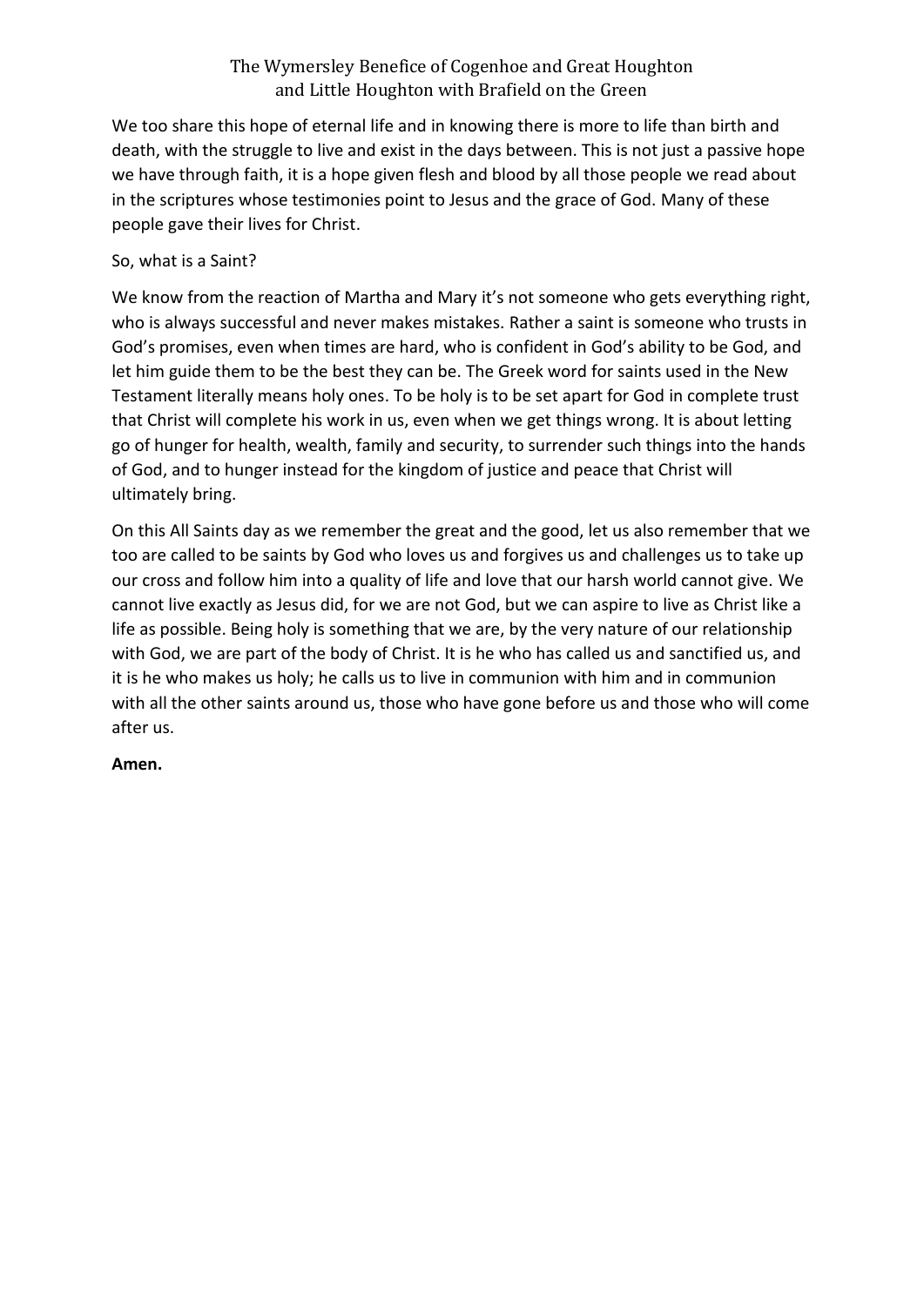We too share this hope of eternal life and in knowing there is more to life than birth and death, with the struggle to live and exist in the days between. This is not just a passive hope we have through faith, it is a hope given flesh and blood by all those people we read about in the scriptures whose testimonies point to Jesus and the grace of God. Many of these people gave their lives for Christ.

So, what is a Saint?

We know from the reaction of Martha and Mary it's not someone who gets everything right, who is always successful and never makes mistakes. Rather a saint is someone who trusts in God's promises, even when times are hard, who is confident in God's ability to be God, and let him guide them to be the best they can be. The Greek word for saints used in the New Testament literally means holy ones. To be holy is to be set apart for God in complete trust that Christ will complete his work in us, even when we get things wrong. It is about letting go of hunger for health, wealth, family and security, to surrender such things into the hands of God, and to hunger instead for the kingdom of justice and peace that Christ will ultimately bring.

On this All Saints day as we remember the great and the good, let us also remember that we too are called to be saints by God who loves us and forgives us and challenges us to take up our cross and follow him into a quality of life and love that our harsh world cannot give. We cannot live exactly as Jesus did, for we are not God, but we can aspire to live as Christ like a life as possible. Being holy is something that we are, by the very nature of our relationship with God, we are part of the body of Christ. It is he who has called us and sanctified us, and it is he who makes us holy; he calls us to live in communion with him and in communion with all the other saints around us, those who have gone before us and those who will come after us.

**Amen.**